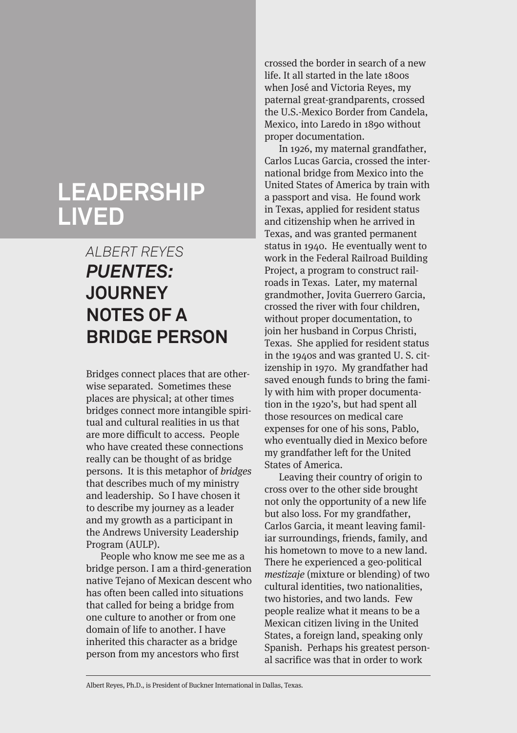# LEADERSHIP LIVED

## ALBERT REYES

## *PUENTES:* JOURNEY NOTES OF A BRIDGE PERSON

Bridges connect places that are otherwise separated. Sometimes these places are physical; at other times bridges connect more intangible spiritual and cultural realities in us that are more difficult to access. People who have created these connections really can be thought of as bridge persons. It is this metaphor of *bridges* that describes much of my ministry and leadership. So I have chosen it to describe my journey as a leader and my growth as a participant in the Andrews University Leadership Program (AULP).

People who know me see me as a bridge person. I am a third-generation native Tejano of Mexican descent who has often been called into situations that called for being a bridge from one culture to another or from one domain of life to another. I have inherited this character as a bridge person from my ancestors who first crossed the border in search of a new life. It all started in the late 1800s when José and Victoria Reyes, my paternal great-grandparents, crossed the U.S.-Mexico Border from Candela, Mexico, into Laredo in 1890 without proper documentation.

In 1926, my maternal grandfather, Carlos Lucas Garcia, crossed the international bridge from Mexico into the United States of America by train with a passport and visa. He found work in Texas, applied for resident status and citizenship when he arrived in Texas, and was granted permanent status in 1940. He eventually went to work in the Federal Railroad Building Project, a program to construct railroads in Texas. Later, my maternal grandmother, Jovita Guerrero Garcia, crossed the river with four children, without proper documentation, to join her husband in Corpus Christi, Texas. She applied for resident status in the 1940s and was granted U. S. citizenship in 1970. My grandfather had saved enough funds to bring the family with him with proper documentation in the 1920's, but had spent all those resources on medical care expenses for one of his sons, Pablo, who eventually died in Mexico before my grandfather left for the United States of America.

Leaving their country of origin to cross over to the other side brought not only the opportunity of a new life but also loss. For my grandfather, Carlos Garcia, it meant leaving familiar surroundings, friends, family, and his hometown to move to a new land. There he experienced a geo-political *mestizaje* (mixture or blending) of two cultural identities, two nationalities, two histories, and two lands. Few people realize what it means to be a Mexican citizen living in the United States, a foreign land, speaking only Spanish. Perhaps his greatest personal sacrifice was that in order to work

Albert Reyes, Ph.D., is President of Buckner International in Dallas, Texas.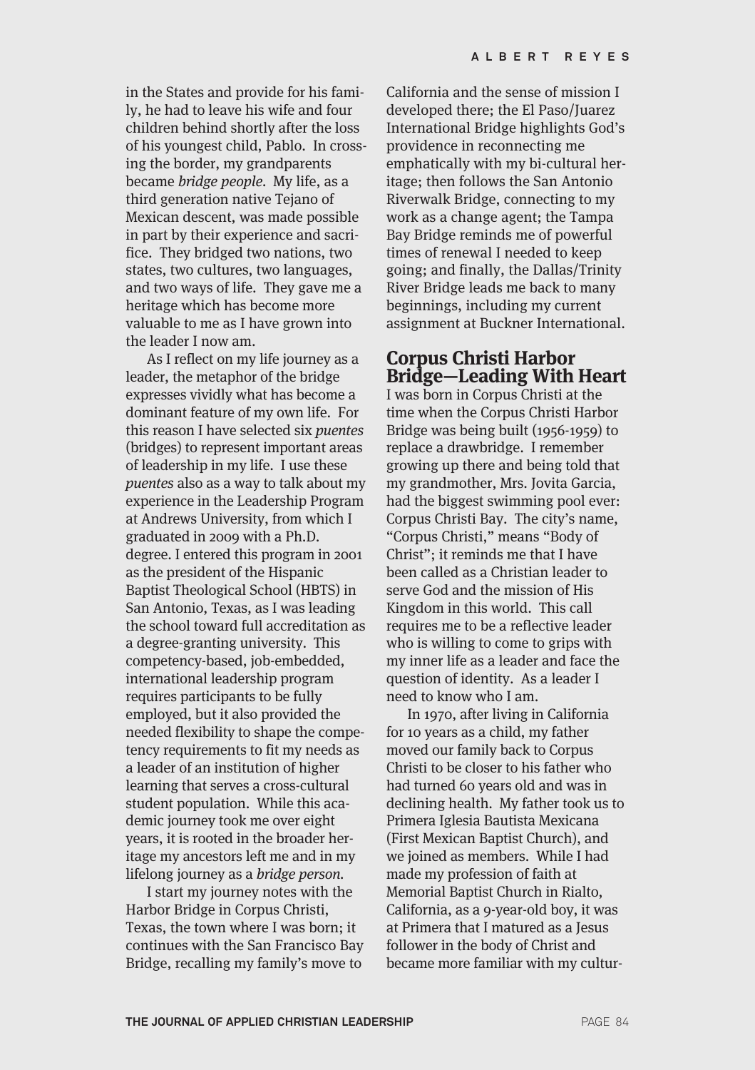in the States and provide for his family, he had to leave his wife and four children behind shortly after the loss of his youngest child, Pablo. In crossing the border, my grandparents became *bridge people*. My life, as a third generation native Tejano of Mexican descent, was made possible in part by their experience and sacrifice. They bridged two nations, two states, two cultures, two languages, and two ways of life. They gave me a heritage which has become more valuable to me as I have grown into the leader I now am.

As I reflect on my life journey as a leader, the metaphor of the bridge expresses vividly what has become a dominant feature of my own life. For this reason I have selected six *puentes* (bridges) to represent important areas of leadership in my life. I use these *puentes* also as a way to talk about my experience in the Leadership Program at Andrews University, from which I graduated in 2009 with a Ph.D. degree. I entered this program in 2001 as the president of the Hispanic Baptist Theological School (HBTS) in San Antonio, Texas, as I was leading the school toward full accreditation as a degree-granting university. This competency-based, job-embedded, international leadership program requires participants to be fully employed, but it also provided the needed flexibility to shape the competency requirements to fit my needs as a leader of an institution of higher learning that serves a cross-cultural student population. While this academic journey took me over eight years, it is rooted in the broader heritage my ancestors left me and in my lifelong journey as a *bridge person*.

I start my journey notes with the Harbor Bridge in Corpus Christi, Texas, the town where I was born; it continues with the San Francisco Bay Bridge, recalling my family's move to California and the sense of mission I developed there; the El Paso/Juarez International Bridge highlights God's providence in reconnecting me emphatically with my bi-cultural heritage; then follows the San Antonio Riverwalk Bridge, connecting to my work as a change agent; the Tampa Bay Bridge reminds me of powerful times of renewal I needed to keep going; and finally, the Dallas/Trinity River Bridge leads me back to many beginnings, including my current assignment at Buckner International.

## Corpus Christi Harbor Bridge—Leading With Heart

I was born in Corpus Christi at the time when the Corpus Christi Harbor Bridge was being built (1956-1959) to replace a drawbridge. I remember growing up there and being told that my grandmother, Mrs. Jovita Garcia, had the biggest swimming pool ever: Corpus Christi Bay. The city's name, "Corpus Christi," means "Body of Christ"; it reminds me that I have been called as a Christian leader to serve God and the mission of His Kingdom in this world. This call requires me to be a reflective leader who is willing to come to grips with my inner life as a leader and face the question of identity. As a leader I need to know who I am.

In 1970, after living in California for 10 years as a child, my father moved our family back to Corpus Christi to be closer to his father who had turned 60 years old and was in declining health. My father took us to Primera Iglesia Bautista Mexicana (First Mexican Baptist Church), and we joined as members. While I had made my profession of faith at Memorial Baptist Church in Rialto, California, as a 9-year-old boy, it was at Primera that I matured as a Jesus follower in the body of Christ and became more familiar with my cultur-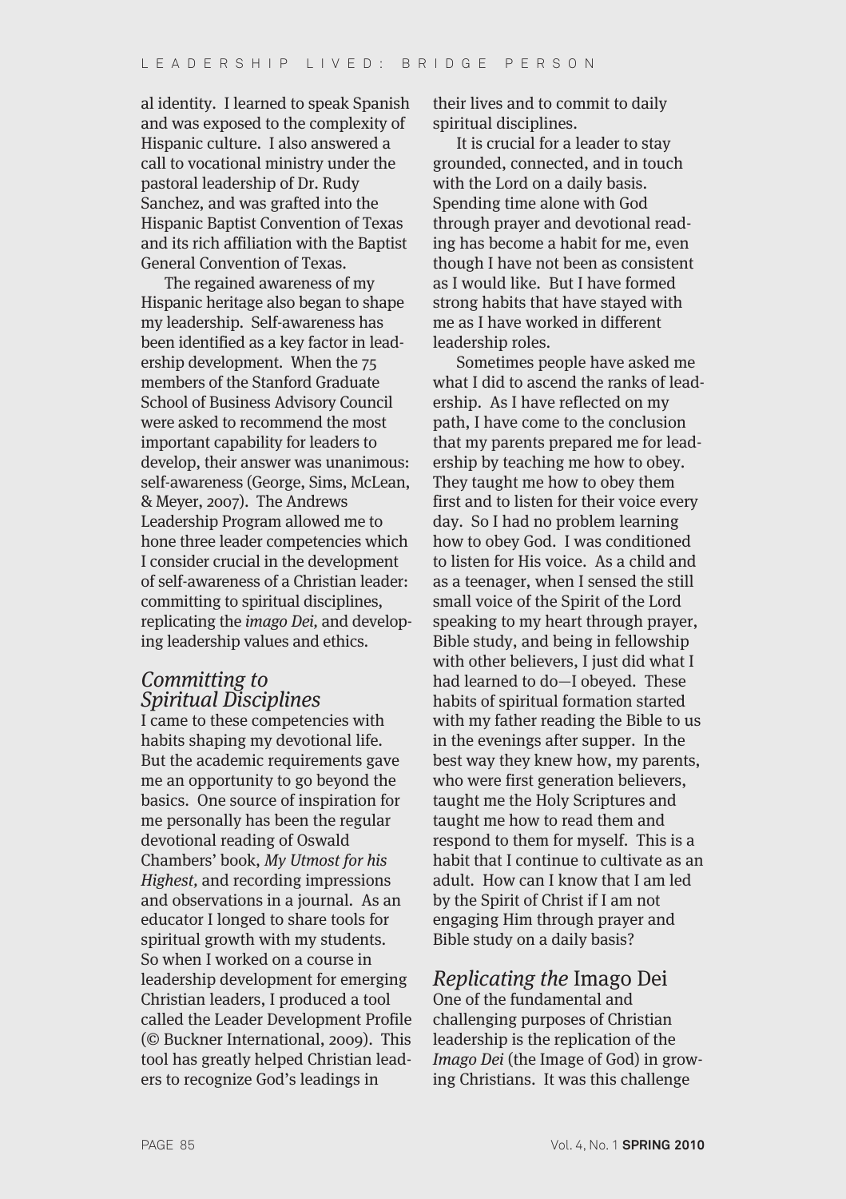al identity. I learned to speak Spanish and was exposed to the complexity of Hispanic culture. I also answered a call to vocational ministry under the pastoral leadership of Dr. Rudy Sanchez, and was grafted into the Hispanic Baptist Convention of Texas and its rich affiliation with the Baptist General Convention of Texas.

The regained awareness of my Hispanic heritage also began to shape my leadership. Self-awareness has been identified as a key factor in leadership development. When the 75 members of the Stanford Graduate School of Business Advisory Council were asked to recommend the most important capability for leaders to develop, their answer was unanimous: self-awareness (George, Sims, McLean, & Meyer, 2007). The Andrews Leadership Program allowed me to hone three leader competencies which I consider crucial in the development of self-awareness of a Christian leader: committing to spiritual disciplines, replicating the *imago Dei,* and developing leadership values and ethics.

## *Committing to Spiritual Disciplines*

I came to these competencies with habits shaping my devotional life. But the academic requirements gave me an opportunity to go beyond the basics. One source of inspiration for me personally has been the regular devotional reading of Oswald Chambers' book, *My Utmost for his Highest,* and recording impressions and observations in a journal. As an educator I longed to share tools for spiritual growth with my students. So when I worked on a course in leadership development for emerging Christian leaders, I produced a tool called the Leader Development Profile (© Buckner International, 2009). This tool has greatly helped Christian leaders to recognize God's leadings in their lives and to commit to daily spiritual disciplines.

It is crucial for a leader to stay grounded, connected, and in touch with the Lord on a daily basis. Spending time alone with God through prayer and devotional reading has become a habit for me, even though I have not been as consistent as I would like. But I have formed strong habits that have stayed with me as I have worked in different leadership roles.

Sometimes people have asked me what I did to ascend the ranks of leadership. As I have reflected on my path, I have come to the conclusion that my parents prepared me for leadership by teaching me how to obey. They taught me how to obey them first and to listen for their voice every day. So I had no problem learning how to obey God. I was conditioned to listen for His voice. As a child and as a teenager, when I sensed the still small voice of the Spirit of the Lord speaking to my heart through prayer, Bible study, and being in fellowship with other believers, I just did what I had learned to do—I obeyed. These habits of spiritual formation started with my father reading the Bible to us in the evenings after supper. In the best way they knew how, my parents, who were first generation believers, taught me the Holy Scriptures and taught me how to read them and respond to them for myself. This is a habit that I continue to cultivate as an adult. How can I know that I am led by the Spirit of Christ if I am not engaging Him through prayer and Bible study on a daily basis?

## *Replicating the* Imago Dei

One of the fundamental and challenging purposes of Christian leadership is the replication of the *Imago Dei* (the Image of God) in growing Christians. It was this challenge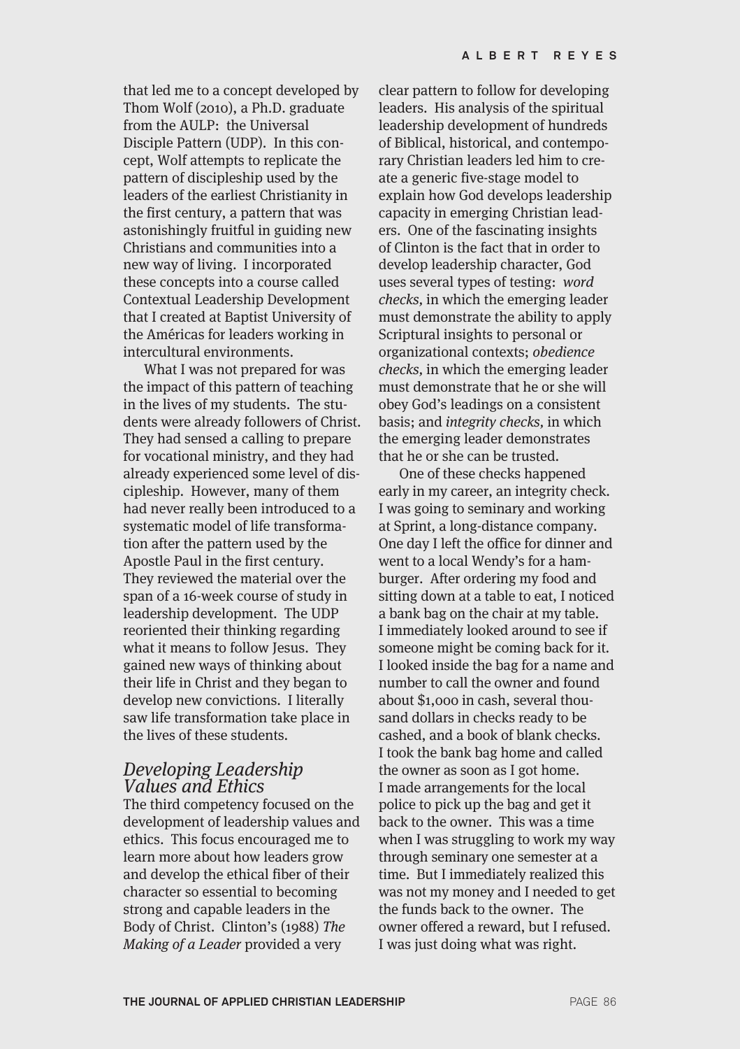that led me to a concept developed by Thom Wolf (2010), a Ph.D. graduate from the AULP: the Universal Disciple Pattern (UDP). In this concept, Wolf attempts to replicate the pattern of discipleship used by the leaders of the earliest Christianity in the first century, a pattern that was astonishingly fruitful in guiding new Christians and communities into a new way of living. I incorporated these concepts into a course called Contextual Leadership Development that I created at Baptist University of the Américas for leaders working in intercultural environments.

What I was not prepared for was the impact of this pattern of teaching in the lives of my students. The students were already followers of Christ. They had sensed a calling to prepare for vocational ministry, and they had already experienced some level of discipleship. However, many of them had never really been introduced to a systematic model of life transformation after the pattern used by the Apostle Paul in the first century. They reviewed the material over the span of a 16-week course of study in leadership development. The UDP reoriented their thinking regarding what it means to follow Jesus. They gained new ways of thinking about their life in Christ and they began to develop new convictions. I literally saw life transformation take place in the lives of these students.

## *Developing Leadership Values and Ethics*

The third competency focused on the development of leadership values and ethics. This focus encouraged me to learn more about how leaders grow and develop the ethical fiber of their character so essential to becoming strong and capable leaders in the Body of Christ. Clinton's (1988) *The Making of a Leader* provided a very clear pattern to follow for developing leaders. His analysis of the spiritual leadership development of hundreds of Biblical, historical, and contemporary Christian leaders led him to create a generic five-stage model to explain how God develops leadership capacity in emerging Christian leaders. One of the fascinating insights of Clinton is the fact that in order to develop leadership character, God uses several types of testing: *word checks,* in which the emerging leader must demonstrate the ability to apply Scriptural insights to personal or organizational contexts; *obedience checks,* in which the emerging leader must demonstrate that he or she will obey God's leadings on a consistent basis; and *integrity checks,* in which the emerging leader demonstrates that he or she can be trusted.

One of these checks happened early in my career, an integrity check. I was going to seminary and working at Sprint, a long-distance company. One day I left the office for dinner and went to a local Wendy's for a hamburger. After ordering my food and sitting down at a table to eat, I noticed a bank bag on the chair at my table. I immediately looked around to see if someone might be coming back for it. I looked inside the bag for a name and number to call the owner and found about $1,000 in cash, several thousand dollars in checks ready to be cashed, and a book of blank checks. I took the bank bag home and called the owner as soon as I got home. I made arrangements for the local police to pick up the bag and get it back to the owner. This was a time when I was struggling to work my way through seminary one semester at a time. But I immediately realized this was not my money and I needed to get the funds back to the owner. The owner offered a reward, but I refused. I was just doing what was right.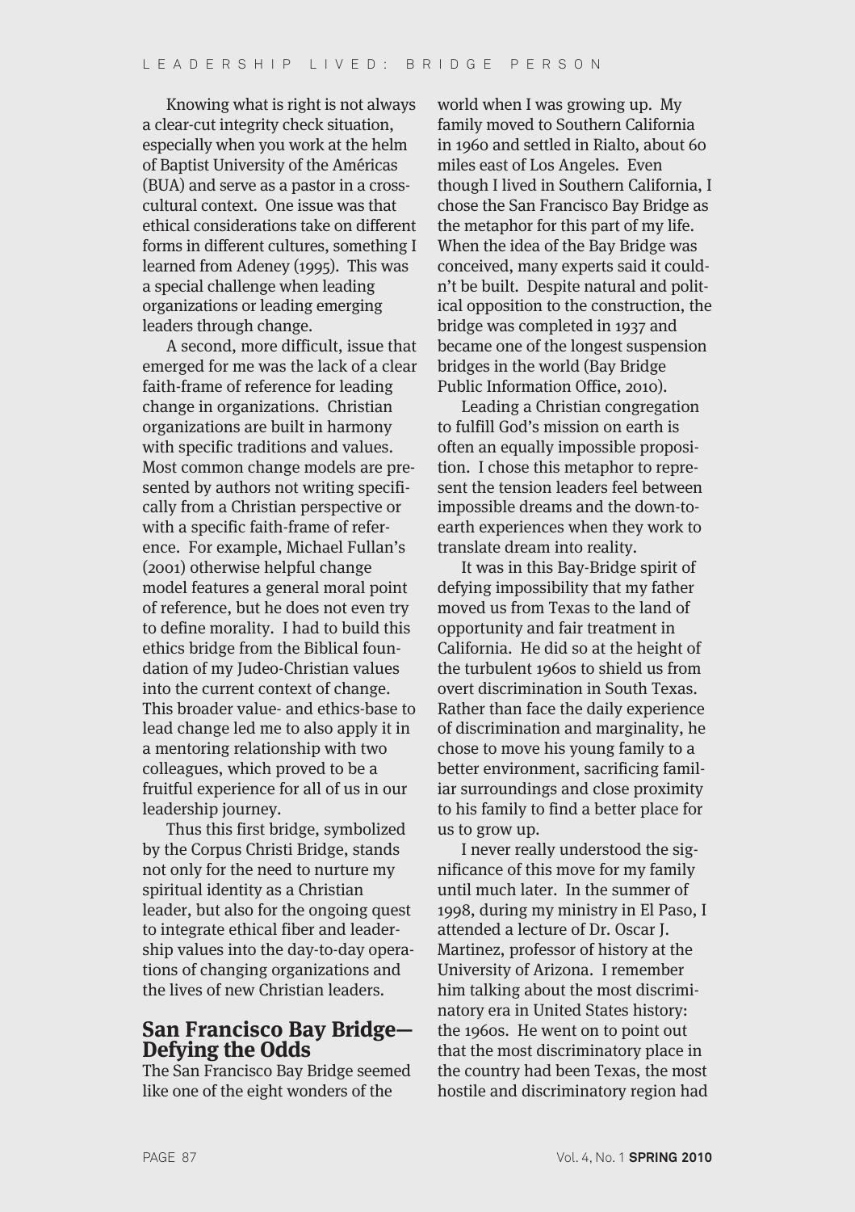Knowing what is right is not always a clear-cut integrity check situation, especially when you work at the helm of Baptist University of the Américas (BUA) and serve as a pastor in a cross-cultural context. One issue was that ethical considerations take on different forms in different cultures, something I learned from Adeney (1995). This was a special challenge when leading organizations or leading emerging leaders through change.

A second, more difficult, issue that emerged for me was the lack of a clear faith-frame of reference for leading change in organizations. Christian organizations are built in harmony with specific traditions and values. Most common change models are presented by authors not writing specifically from a Christian perspective or with a specific faith-frame of reference. For example, Michael Fullan's (2001) otherwise helpful change model features a general moral point of reference, but he does not even try to define morality. I had to build this ethics bridge from the Biblical foundation of my Judeo-Christian values into the current context of change. This broader value- and ethics-base to lead change led me to also apply it in a mentoring relationship with two colleagues, which proved to be a fruitful experience for all of us in our leadership journey.

Thus this first bridge, symbolized by the Corpus Christi Bridge, stands not only for the need to nurture my spiritual identity as a Christian leader, but also for the ongoing quest to integrate ethical fiber and leadership values into the day-to-day operations of changing organizations and the lives of new Christian leaders.

## San Francisco Bay Bridge—Defying the Odds

The San Francisco Bay Bridge seemed like one of the eight wonders of the world when I was growing up. My family moved to Southern California in 1960 and settled in Rialto, about 60 miles east of Los Angeles. Even though I lived in Southern California, I chose the San Francisco Bay Bridge as the metaphor for this part of my life. When the idea of the Bay Bridge was conceived, many experts said it couldn't be built. Despite natural and political opposition to the construction, the bridge was completed in 1937 and became one of the longest suspension bridges in the world (Bay Bridge Public Information Office, 2010).

Leading a Christian congregation to fulfill God's mission on earth is often an equally impossible proposition. I chose this metaphor to represent the tension leaders feel between impossible dreams and the down-to-earth experiences when they work to translate dream into reality.

It was in this Bay-Bridge spirit of defying impossibility that my father moved us from Texas to the land of opportunity and fair treatment in California. He did so at the height of the turbulent 1960s to shield us from overt discrimination in South Texas. Rather than face the daily experience of discrimination and marginality, he chose to move his young family to a better environment, sacrificing familiar surroundings and close proximity to his family to find a better place for us to grow up.

I never really understood the significance of this move for my family until much later. In the summer of 1998, during my ministry in El Paso, I attended a lecture of Dr. Oscar J. Martinez, professor of history at the University of Arizona. I remember him talking about the most discriminatory era in United States history: the 1960s. He went on to point out that the most discriminatory place in the country had been Texas, the most hostile and discriminatory region had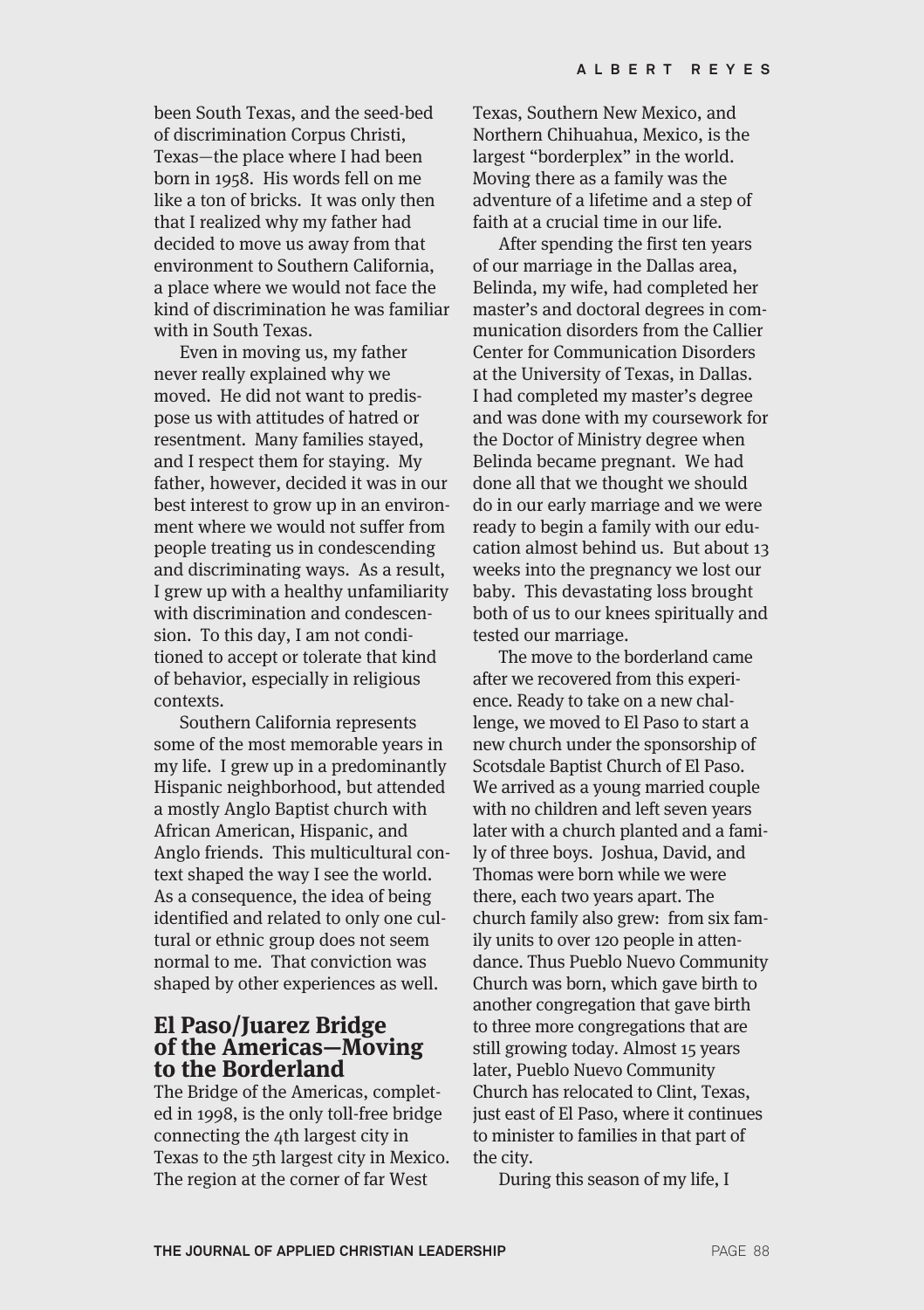been South Texas, and the seed-bed of discrimination Corpus Christi, Texas—the place where I had been born in 1958. His words fell on me like a ton of bricks. It was only then that I realized why my father had decided to move us away from that environment to Southern California, a place where we would not face the kind of discrimination he was familiar with in South Texas.

Even in moving us, my father never really explained why we moved. He did not want to predispose us with attitudes of hatred or resentment. Many families stayed, and I respect them for staying. My father, however, decided it was in our best interest to grow up in an environment where we would not suffer from people treating us in condescending and discriminating ways. As a result, I grew up with a healthy unfamiliarity with discrimination and condescension. To this day, I am not conditioned to accept or tolerate that kind of behavior, especially in religious contexts.

Southern California represents some of the most memorable years in my life. I grew up in a predominantly Hispanic neighborhood, but attended a mostly Anglo Baptist church with African American, Hispanic, and Anglo friends. This multicultural context shaped the way I see the world. As a consequence, the idea of being identified and related to only one cultural or ethnic group does not seem normal to me. That conviction was shaped by other experiences as well.

## El Paso/Juarez Bridge of the Americas—Moving to the Borderland

The Bridge of the Americas, completed in 1998, is the only toll-free bridge connecting the 4th largest city in Texas to the 5th largest city in Mexico. The region at the corner of far West Texas, Southern New Mexico, and Northern Chihuahua, Mexico, is the largest "borderplex" in the world. Moving there as a family was the adventure of a lifetime and a step of faith at a crucial time in our life.

After spending the first ten years of our marriage in the Dallas area, Belinda, my wife, had completed her master's and doctoral degrees in communication disorders from the Callier Center for Communication Disorders at the University of Texas, in Dallas. I had completed my master's degree and was done with my coursework for the Doctor of Ministry degree when Belinda became pregnant. We had done all that we thought we should do in our early marriage and we were ready to begin a family with our education almost behind us. But about 13 weeks into the pregnancy we lost our baby. This devastating loss brought both of us to our knees spiritually and tested our marriage.

The move to the borderland came after we recovered from this experience. Ready to take on a new challenge, we moved to El Paso to start a new church under the sponsorship of Scotsdale Baptist Church of El Paso. We arrived as a young married couple with no children and left seven years later with a church planted and a family of three boys. Joshua, David, and Thomas were born while we were there, each two years apart. The church family also grew: from six family units to over 120 people in attendance. Thus Pueblo Nuevo Community Church was born, which gave birth to another congregation that gave birth to three more congregations that are still growing today. Almost 15 years later, Pueblo Nuevo Community Church has relocated to Clint, Texas, just east of El Paso, where it continues to minister to families in that part of the city.

During this season of my life, I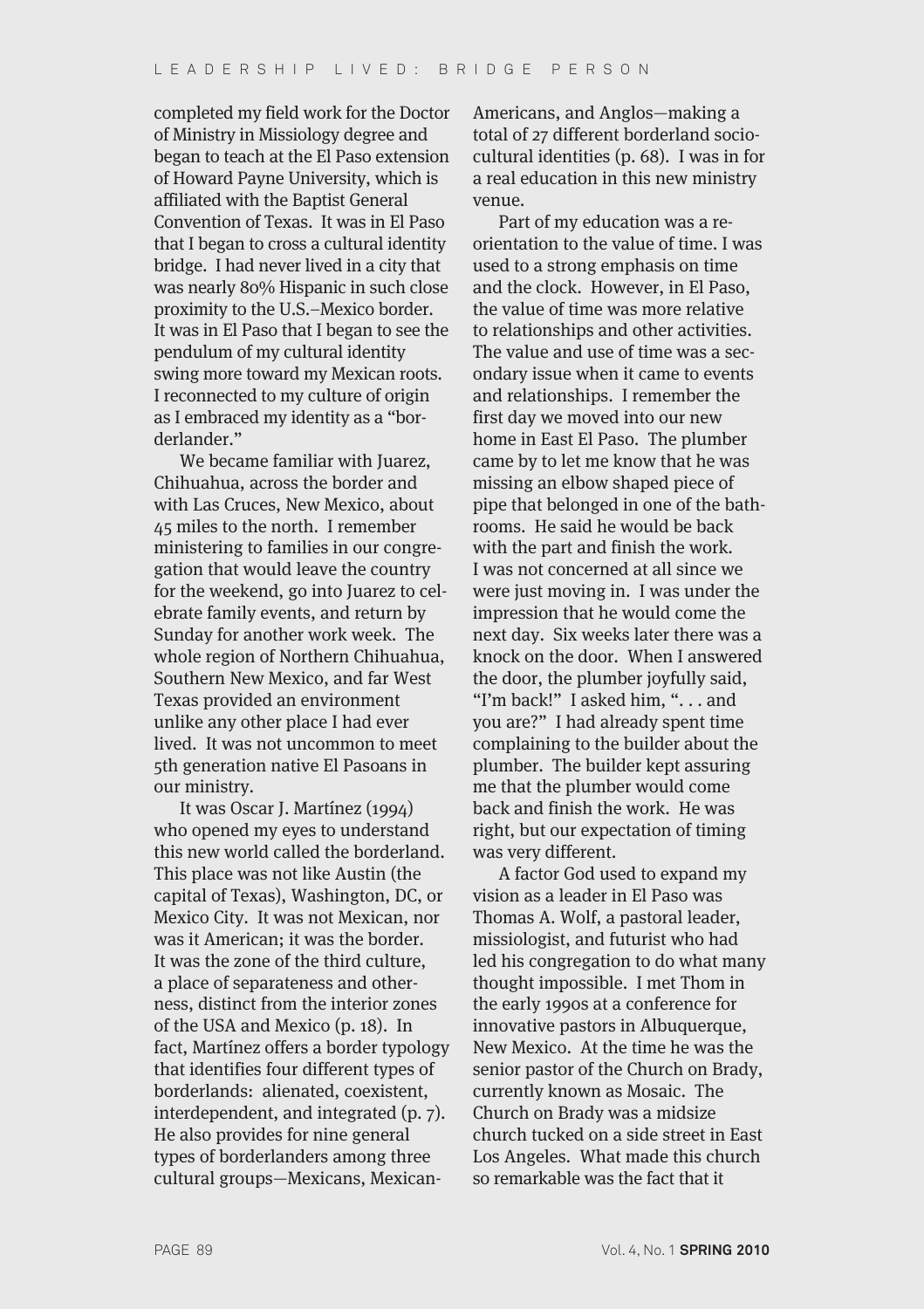completed my field work for the Doctor of Ministry in Missiology degree and began to teach at the El Paso extension of Howard Payne University, which is affiliated with the Baptist General Convention of Texas. It was in El Paso that I began to cross a cultural identity bridge. I had never lived in a city that was nearly 80% Hispanic in such close proximity to the U.S.–Mexico border. It was in El Paso that I began to see the pendulum of my cultural identity swing more toward my Mexican roots. I reconnected to my culture of origin as I embraced my identity as a "borderlander."

We became familiar with Juarez, Chihuahua, across the border and with Las Cruces, New Mexico, about 45 miles to the north. I remember ministering to families in our congregation that would leave the country for the weekend, go into Juarez to celebrate family events, and return by Sunday for another work week. The whole region of Northern Chihuahua, Southern New Mexico, and far West Texas provided an environment unlike any other place I had ever lived. It was not uncommon to meet 5th generation native El Pasoans in our ministry.

It was Oscar J. Martínez (1994) who opened my eyes to understand this new world called the borderland. This place was not like Austin (the capital of Texas), Washington, DC, or Mexico City. It was not Mexican, nor was it American; it was the border. It was the zone of the third culture, a place of separateness and otherness, distinct from the interior zones of the USA and Mexico (p. 18). In fact, Martínez offers a border typology that identifies four different types of borderlands: alienated, coexistent, interdependent, and integrated (p. 7). He also provides for nine general types of borderlanders among three cultural groups—Mexicans, Mexican-Americans, and Anglos—making a total of 27 different borderland socio-cultural identities (p. 68). I was in for a real education in this new ministry venue.

Part of my education was a re-orientation to the value of time. I was used to a strong emphasis on time and the clock. However, in El Paso, the value of time was more relative to relationships and other activities. The value and use of time was a secondary issue when it came to events and relationships. I remember the first day we moved into our new home in East El Paso. The plumber came by to let me know that he was missing an elbow shaped piece of pipe that belonged in one of the bathrooms. He said he would be back with the part and finish the work. I was not concerned at all since we were just moving in. I was under the impression that he would come the next day. Six weeks later there was a knock on the door. When I answered the door, the plumber joyfully said, "I'm back!" I asked him, ". . . and you are?" I had already spent time complaining to the builder about the plumber. The builder kept assuring me that the plumber would come back and finish the work. He was right, but our expectation of timing was very different.

A factor God used to expand my vision as a leader in El Paso was Thomas A. Wolf, a pastoral leader, missiologist, and futurist who had led his congregation to do what many thought impossible. I met Thom in the early 1990s at a conference for innovative pastors in Albuquerque, New Mexico. At the time he was the senior pastor of the Church on Brady, currently known as Mosaic. The Church on Brady was a midsize church tucked on a side street in East Los Angeles. What made this church so remarkable was the fact that it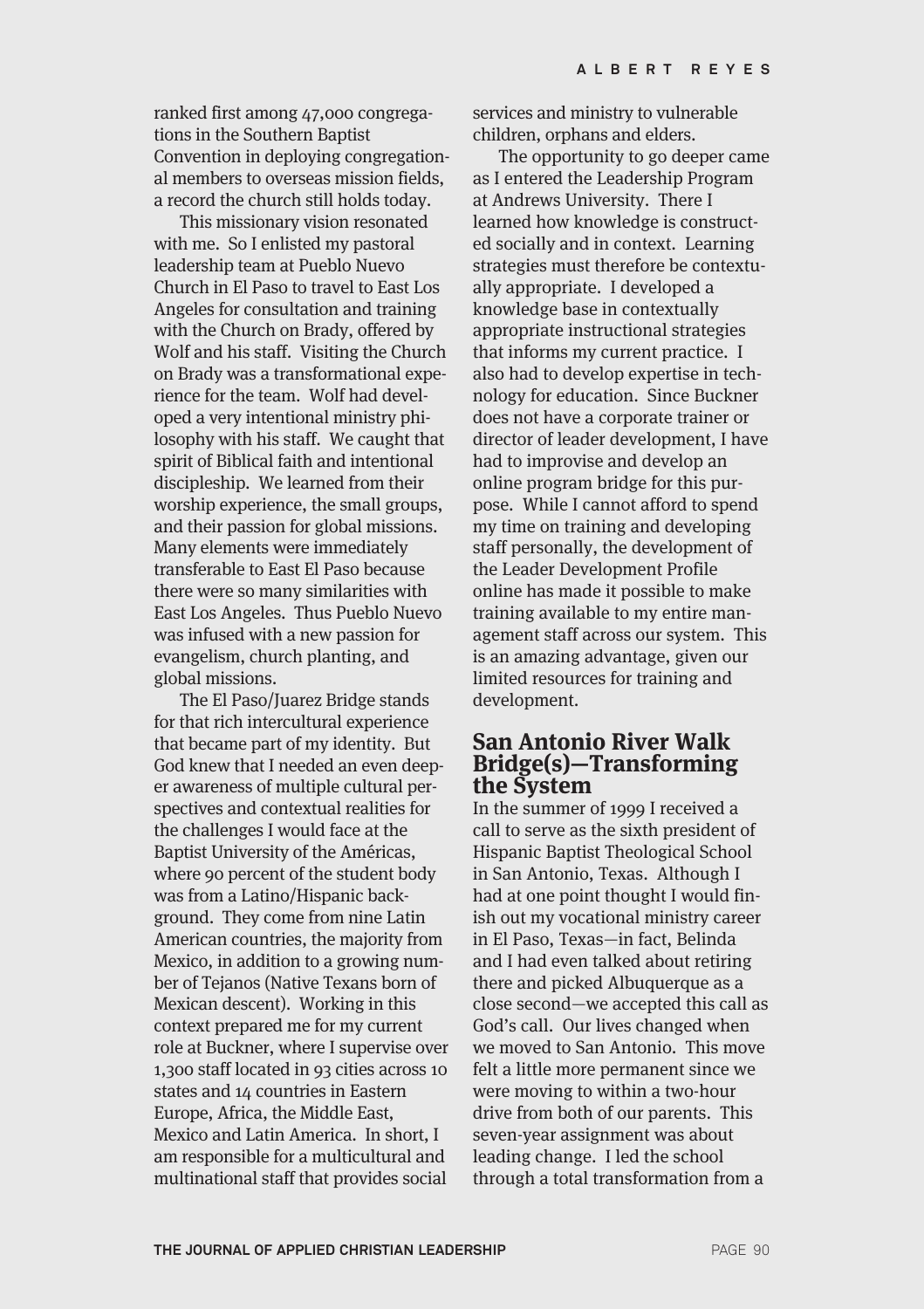ranked first among 47,000 congregations in the Southern Baptist Convention in deploying congregational members to overseas mission fields, a record the church still holds today.

This missionary vision resonated with me. So I enlisted my pastoral leadership team at Pueblo Nuevo Church in El Paso to travel to East Los Angeles for consultation and training with the Church on Brady, offered by Wolf and his staff. Visiting the Church on Brady was a transformational experience for the team. Wolf had developed a very intentional ministry philosophy with his staff. We caught that spirit of Biblical faith and intentional discipleship. We learned from their worship experience, the small groups, and their passion for global missions. Many elements were immediately transferable to East El Paso because there were so many similarities with East Los Angeles. Thus Pueblo Nuevo was infused with a new passion for evangelism, church planting, and global missions.

The El Paso/Juarez Bridge stands for that rich intercultural experience that became part of my identity. But God knew that I needed an even deeper awareness of multiple cultural perspectives and contextual realities for the challenges I would face at the Baptist University of the Américas, where 90 percent of the student body was from a Latino/Hispanic background. They come from nine Latin American countries, the majority from Mexico, in addition to a growing number of Tejanos (Native Texans born of Mexican descent). Working in this context prepared me for my current role at Buckner, where I supervise over 1,300 staff located in 93 cities across 10 states and 14 countries in Eastern Europe, Africa, the Middle East, Mexico and Latin America. In short, I am responsible for a multicultural and multinational staff that provides social services and ministry to vulnerable children, orphans and elders.

The opportunity to go deeper came as I entered the Leadership Program at Andrews University. There I learned how knowledge is constructed socially and in context. Learning strategies must therefore be contextually appropriate. I developed a knowledge base in contextually appropriate instructional strategies that informs my current practice. I also had to develop expertise in technology for education. Since Buckner does not have a corporate trainer or director of leader development, I have had to improvise and develop an online program bridge for this purpose. While I cannot afford to spend my time on training and developing staff personally, the development of the Leader Development Profile online has made it possible to make training available to my entire management staff across our system. This is an amazing advantage, given our limited resources for training and development.

## San Antonio River Walk Bridge(s)—Transforming the System

In the summer of 1999 I received a call to serve as the sixth president of Hispanic Baptist Theological School in San Antonio, Texas. Although I had at one point thought I would finish out my vocational ministry career in El Paso, Texas—in fact, Belinda and I had even talked about retiring there and picked Albuquerque as a close second—we accepted this call as God's call. Our lives changed when we moved to San Antonio. This move felt a little more permanent since we were moving to within a two-hour drive from both of our parents. This seven-year assignment was about leading change. I led the school through a total transformation from a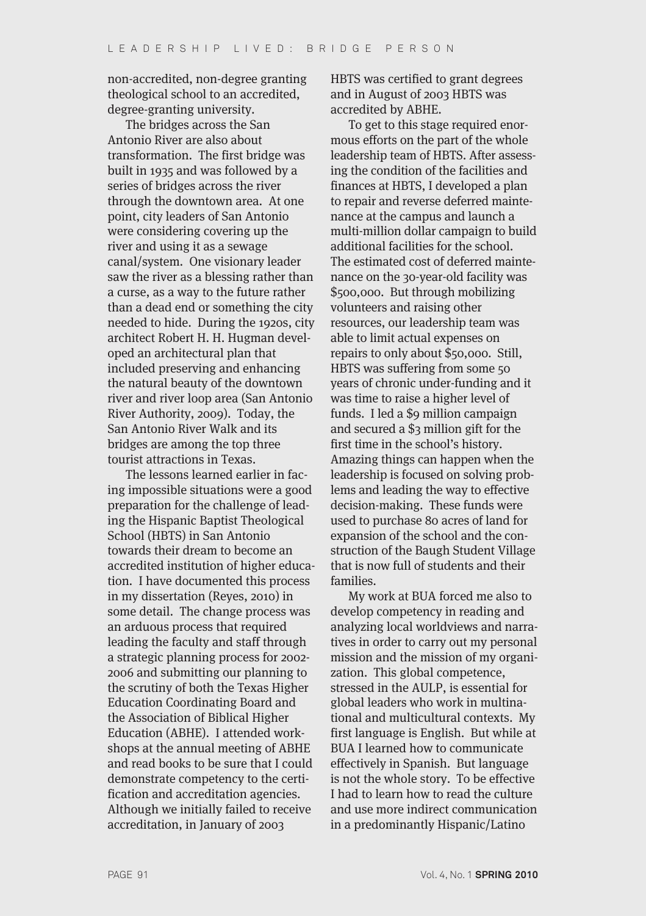non-accredited, non-degree granting theological school to an accredited, degree-granting university.

The bridges across the San Antonio River are also about transformation. The first bridge was built in 1935 and was followed by a series of bridges across the river through the downtown area. At one point, city leaders of San Antonio were considering covering up the river and using it as a sewage canal/system. One visionary leader saw the river as a blessing rather than a curse, as a way to the future rather than a dead end or something the city needed to hide. During the 1920s, city architect Robert H. H. Hugman developed an architectural plan that included preserving and enhancing the natural beauty of the downtown river and river loop area (San Antonio River Authority, 2009). Today, the San Antonio River Walk and its bridges are among the top three tourist attractions in Texas.

The lessons learned earlier in facing impossible situations were a good preparation for the challenge of leading the Hispanic Baptist Theological School (HBTS) in San Antonio towards their dream to become an accredited institution of higher education. I have documented this process in my dissertation (Reyes, 2010) in some detail. The change process was an arduous process that required leading the faculty and staff through a strategic planning process for 2002-2006 and submitting our planning to the scrutiny of both the Texas Higher Education Coordinating Board and the Association of Biblical Higher Education (ABHE). I attended workshops at the annual meeting of ABHE and read books to be sure that I could demonstrate competency to the certification and accreditation agencies. Although we initially failed to receive accreditation, in January of 2003 HBTS was certified to grant degrees and in August of 2003 HBTS was accredited by ABHE.

To get to this stage required enormous efforts on the part of the whole leadership team of HBTS. After assessing the condition of the facilities and finances at HBTS, I developed a plan to repair and reverse deferred maintenance at the campus and launch a multi-million dollar campaign to build additional facilities for the school. The estimated cost of deferred maintenance on the 30-year-old facility was $500,000. But through mobilizing volunteers and raising other resources, our leadership team was able to limit actual expenses on repairs to only about $50,000. Still, HBTS was suffering from some 50 years of chronic under-funding and it was time to raise a higher level of funds. I led a $9 million campaign and secured a $3 million gift for the first time in the school's history. Amazing things can happen when the leadership is focused on solving problems and leading the way to effective decision-making. These funds were used to purchase 80 acres of land for expansion of the school and the construction of the Baugh Student Village that is now full of students and their families.

My work at BUA forced me also to develop competency in reading and analyzing local worldviews and narratives in order to carry out my personal mission and the mission of my organization. This global competence, stressed in the AULP, is essential for global leaders who work in multinational and multicultural contexts. My first language is English. But while at BUA I learned how to communicate effectively in Spanish. But language is not the whole story. To be effective I had to learn how to read the culture and use more indirect communication in a predominantly Hispanic/Latino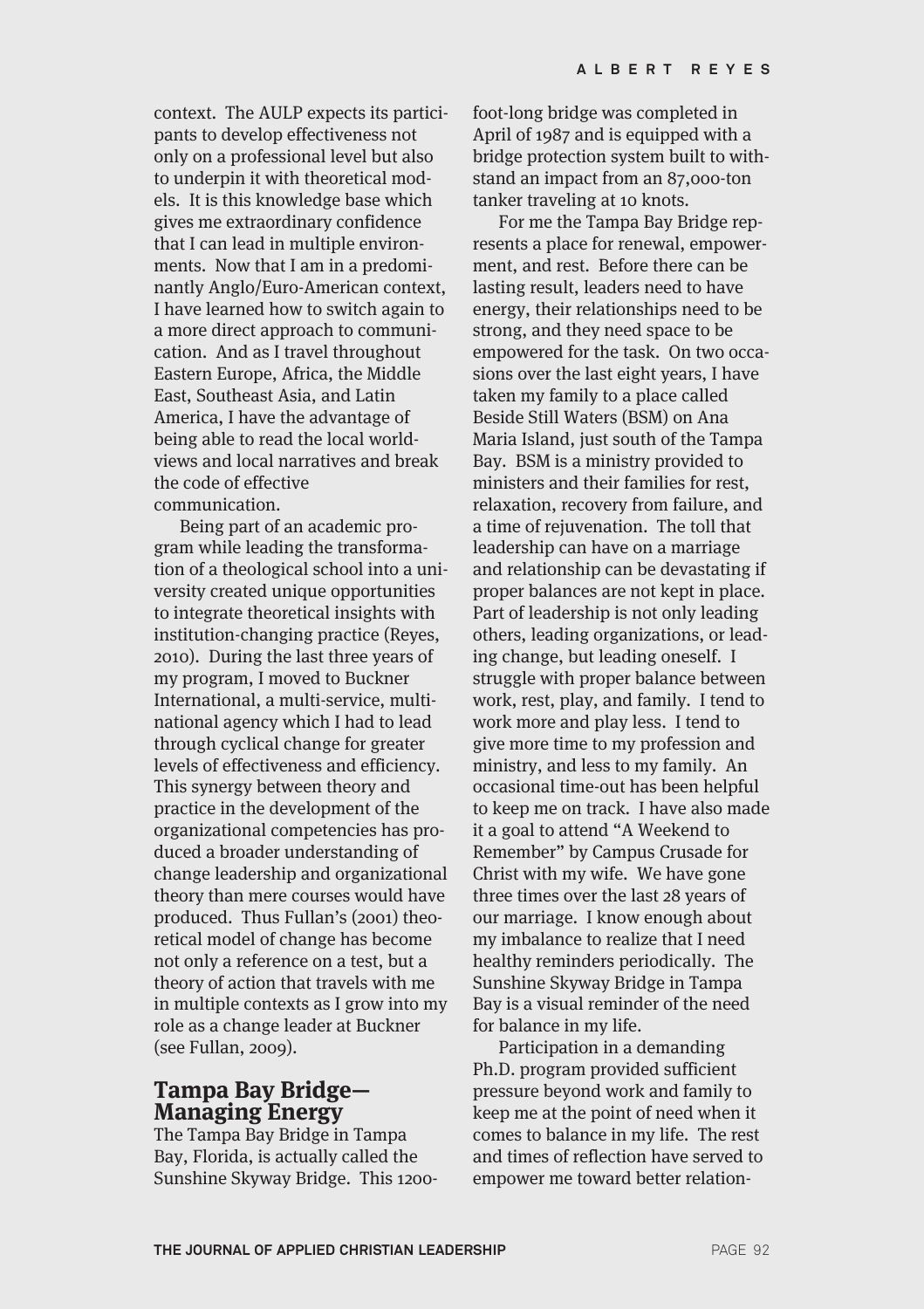context. The AULP expects its participants to develop effectiveness not only on a professional level but also to underpin it with theoretical models. It is this knowledge base which gives me extraordinary confidence that I can lead in multiple environments. Now that I am in a predominantly Anglo/Euro-American context, I have learned how to switch again to a more direct approach to communication. And as I travel throughout Eastern Europe, Africa, the Middle East, Southeast Asia, and Latin America, I have the advantage of being able to read the local worldviews and local narratives and break the code of effective communication.

Being part of an academic program while leading the transformation of a theological school into a university created unique opportunities to integrate theoretical insights with institution-changing practice (Reyes, 2010). During the last three years of my program, I moved to Buckner International, a multi-service, multinational agency which I had to lead through cyclical change for greater levels of effectiveness and efficiency. This synergy between theory and practice in the development of the organizational competencies has produced a broader understanding of change leadership and organizational theory than mere courses would have produced. Thus Fullan's (2001) theoretical model of change has become not only a reference on a test, but a theory of action that travels with me in multiple contexts as I grow into my role as a change leader at Buckner (see Fullan, 2009).

## Tampa Bay Bridge—Managing Energy

The Tampa Bay Bridge in Tampa Bay, Florida, is actually called the Sunshine Skyway Bridge. This 1200-foot-long bridge was completed in April of 1987 and is equipped with a bridge protection system built to withstand an impact from an 87,000-ton tanker traveling at 10 knots.

For me the Tampa Bay Bridge represents a place for renewal, empowerment, and rest. Before there can be lasting result, leaders need to have energy, their relationships need to be strong, and they need space to be empowered for the task. On two occasions over the last eight years, I have taken my family to a place called Beside Still Waters (BSM) on Ana Maria Island, just south of the Tampa Bay. BSM is a ministry provided to ministers and their families for rest, relaxation, recovery from failure, and a time of rejuvenation. The toll that leadership can have on a marriage and relationship can be devastating if proper balances are not kept in place. Part of leadership is not only leading others, leading organizations, or leading change, but leading oneself. I struggle with proper balance between work, rest, play, and family. I tend to work more and play less. I tend to give more time to my profession and ministry, and less to my family. An occasional time-out has been helpful to keep me on track. I have also made it a goal to attend "A Weekend to Remember" by Campus Crusade for Christ with my wife. We have gone three times over the last 28 years of our marriage. I know enough about my imbalance to realize that I need healthy reminders periodically. The Sunshine Skyway Bridge in Tampa Bay is a visual reminder of the need for balance in my life.

Participation in a demanding Ph.D. program provided sufficient pressure beyond work and family to keep me at the point of need when it comes to balance in my life. The rest and times of reflection have served to empower me toward better relation-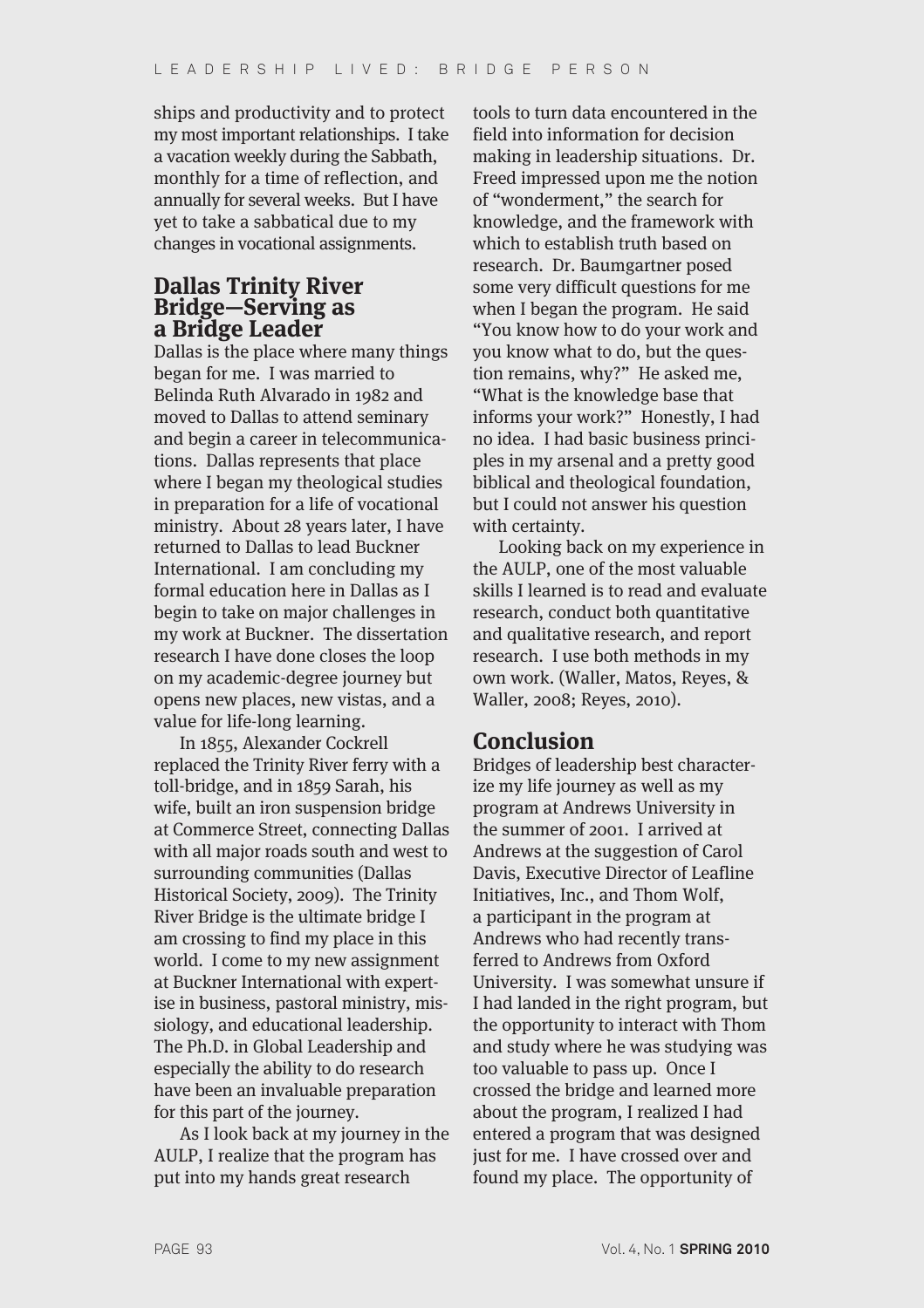ships and productivity and to protect my most important relationships. I take a vacation weekly during the Sabbath, monthly for a time of reflection, and annually for several weeks. But I have yet to take a sabbatical due to my changes in vocational assignments.

## Dallas Trinity River Bridge—Serving as a Bridge Leader

Dallas is the place where many things began for me. I was married to Belinda Ruth Alvarado in 1982 and moved to Dallas to attend seminary and begin a career in telecommunications. Dallas represents that place where I began my theological studies in preparation for a life of vocational ministry. About 28 years later, I have returned to Dallas to lead Buckner International. I am concluding my formal education here in Dallas as I begin to take on major challenges in my work at Buckner. The dissertation research I have done closes the loop on my academic-degree journey but opens new places, new vistas, and a value for life-long learning.

In 1855, Alexander Cockrell replaced the Trinity River ferry with a toll-bridge, and in 1859 Sarah, his wife, built an iron suspension bridge at Commerce Street, connecting Dallas with all major roads south and west to surrounding communities (Dallas Historical Society, 2009). The Trinity River Bridge is the ultimate bridge I am crossing to find my place in this world. I come to my new assignment at Buckner International with expertise in business, pastoral ministry, missiology, and educational leadership. The Ph.D. in Global Leadership and especially the ability to do research have been an invaluable preparation for this part of the journey.

As I look back at my journey in the AULP, I realize that the program has put into my hands great research tools to turn data encountered in the field into information for decision making in leadership situations. Dr. Freed impressed upon me the notion of "wonderment," the search for knowledge, and the framework with which to establish truth based on research. Dr. Baumgartner posed some very difficult questions for me when I began the program. He said "You know how to do your work and you know what to do, but the question remains, why?" He asked me, "What is the knowledge base that informs your work?" Honestly, I had no idea. I had basic business principles in my arsenal and a pretty good biblical and theological foundation, but I could not answer his question with certainty.

Looking back on my experience in the AULP, one of the most valuable skills I learned is to read and evaluate research, conduct both quantitative and qualitative research, and report research. I use both methods in my own work. (Waller, Matos, Reyes, & Waller, 2008; Reyes, 2010).

## Conclusion

Bridges of leadership best characterize my life journey as well as my program at Andrews University in the summer of 2001. I arrived at Andrews at the suggestion of Carol Davis, Executive Director of Leafline Initiatives, Inc., and Thom Wolf, a participant in the program at Andrews who had recently transferred to Andrews from Oxford University. I was somewhat unsure if I had landed in the right program, but the opportunity to interact with Thom and study where he was studying was too valuable to pass up. Once I crossed the bridge and learned more about the program, I realized I had entered a program that was designed just for me. I have crossed over and found my place. The opportunity of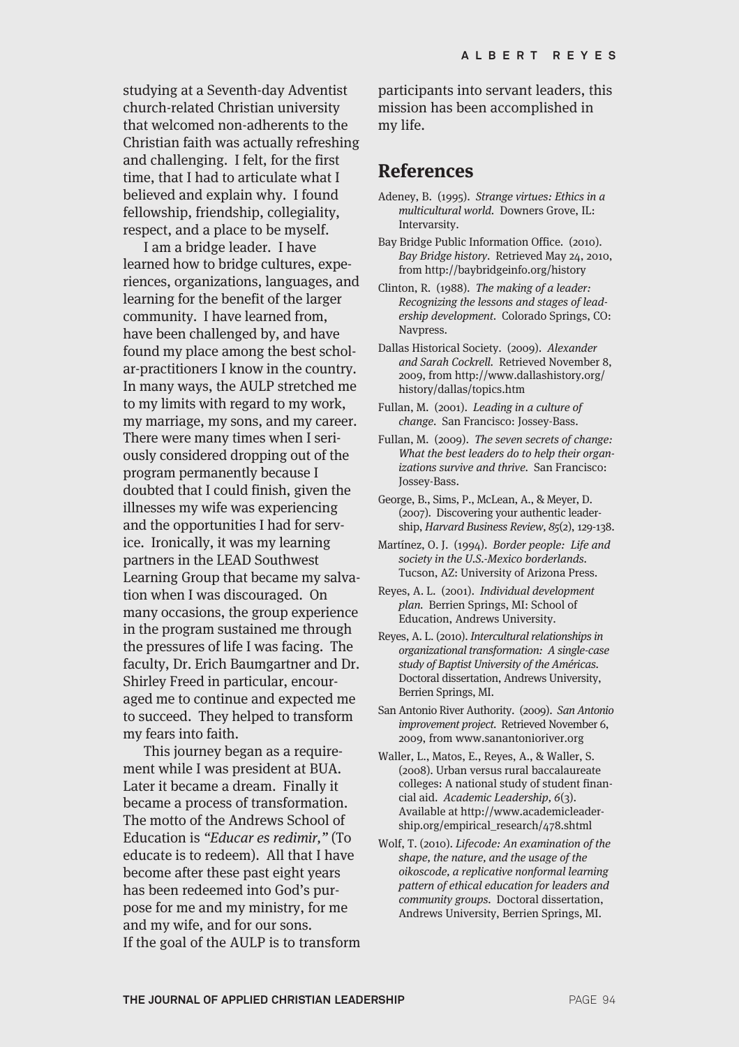studying at a Seventh-day Adventist church-related Christian university that welcomed non-adherents to the Christian faith was actually refreshing and challenging. I felt, for the first time, that I had to articulate what I believed and explain why. I found fellowship, friendship, collegiality, respect, and a place to be myself.

I am a bridge leader. I have learned how to bridge cultures, experiences, organizations, languages, and learning for the benefit of the larger community. I have learned from, have been challenged by, and have found my place among the best scholar-practitioners I know in the country. In many ways, the AULP stretched me to my limits with regard to my work, my marriage, my sons, and my career. There were many times when I seriously considered dropping out of the program permanently because I doubted that I could finish, given the illnesses my wife was experiencing and the opportunities I had for service. Ironically, it was my learning partners in the LEAD Southwest Learning Group that became my salvation when I was discouraged. On many occasions, the group experience in the program sustained me through the pressures of life I was facing. The faculty, Dr. Erich Baumgartner and Dr. Shirley Freed in particular, encouraged me to continue and expected me to succeed. They helped to transform my fears into faith.

This journey began as a requirement while I was president at BUA. Later it became a dream. Finally it became a process of transformation. The motto of the Andrews School of Education is *"Educar es redimir,"* (To educate is to redeem). All that I have become after these past eight years has been redeemed into God's purpose for me and my ministry, for me and my wife, and for our sons.
If the goal of the AULP is to transform participants into servant leaders, this mission has been accomplished in my life.

## References

Adeney, B. (1995). *Strange virtues: Ethics in a multicultural world.* Downers Grove, IL: Intervarsity.

Bay Bridge Public Information Office. (2010). *Bay Bridge history*. Retrieved May 24, 2010, from http://baybridgeinfo.org/history

Clinton, R. (1988). *The making of a leader: Recognizing the lessons and stages of leadership development*. Colorado Springs, CO: Navpress.

Dallas Historical Society. (2009). *Alexander and Sarah Cockrell.* Retrieved November 8, 2009, from http://www.dallashistory.org/history/dallas/topics.htm

Fullan, M. (2001). *Leading in a culture of change*. San Francisco: Jossey-Bass.

Fullan, M. (2009). *The seven secrets of change: What the best leaders do to help their organizations survive and thrive*. San Francisco: Jossey-Bass.

George, B., Sims, P., McLean, A., & Meyer, D. (2007). Discovering your authentic leadership, *Harvard Business Review, 85*(2), 129-138.

Martínez, O. J. (1994). *Border people: Life and society in the U.S.-Mexico borderlands*. Tucson, AZ: University of Arizona Press.

Reyes, A. L. (2001). *Individual development plan.* Berrien Springs, MI: School of Education, Andrews University.

Reyes, A. L. (2010). *Intercultural relationships in organizational transformation: A single-case study of Baptist University of the Américas.* Doctoral dissertation, Andrews University, Berrien Springs, MI.

San Antonio River Authority. (2009). *San Antonio improvement project.* Retrieved November 6, 2009, from www.sanantonioriver.org

Waller, L., Matos, E., Reyes, A., & Waller, S. (2008). Urban versus rural baccalaureate colleges: A national study of student financial aid. *Academic Leadership, 6*(3). Available at http://www.academicleadership.org/empirical_research/478.shtml

Wolf, T. (2010). *Lifecode: An examination of the shape, the nature, and the usage of the oikoscode, a replicative nonformal learning pattern of ethical education for leaders and community groups*. Doctoral dissertation, Andrews University, Berrien Springs, MI.